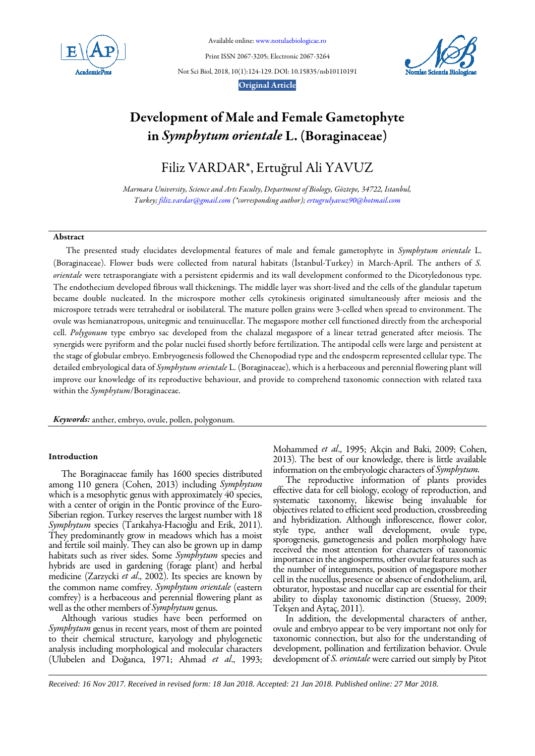Available online: www.notulaebiologicae.ro

Print ISSN 2067-3205; Electronic 2067-3264

Not Sci Biol, 2018, 10(1):124-129. DOI: 10.15835/nsb10110191

**Original Article**

# Development of Male and Female Gametophyte in *Symphytum orientale* L. (Boraginaceae)

Filiz VARDAR*, Ertuğrul Ali YAVUZ

*Marmara University, Science and Arts Faculty, Department of Biology, Göztepe, 34722, Istanbul, Turkey; filiz.vardar@gmail.com (*corresponding author); ertugrulyavuz90@hotmail.com*

## Abstract

The presented study elucidates developmental features of male and female gametophyte in *Symphytum orientale* L. (Boraginaceae). Flower buds were collected from natural habitats (İstanbul-Turkey) in March-April. The anthers of *S. orientale* were tetrasporangiate with a persistent epidermis and its wall development conformed to the Dicotyledonous type. The endothecium developed fibrous wall thickenings. The middle layer was short-lived and the cells of the glandular tapetum became double nucleated. In the microspore mother cells cytokinesis originated simultaneously after meiosis and the microspore tetrads were tetrahedral or isobilateral. The mature pollen grains were 3-celled when spread to environment. The ovule was hemianatropous, unitegmic and tenuinucellar. The megaspore mother cell functioned directly from the archesporial cell. *Polygonum* type embryo sac developed from the chalazal megaspore of a linear tetrad generated after meiosis. The synergids were pyriform and the polar nuclei fused shortly before fertilization. The antipodal cells were large and persistent at the stage of globular embryo. Embryogenesis followed the Chenopodiad type and the endosperm represented cellular type. The detailed embryological data of *Symphytum orientale* L. (Boraginaceae), which is a herbaceous and perennial flowering plant will improve our knowledge of its reproductive behaviour, and provide to comprehend taxonomic connection with related taxa within the *Symphytum*/Boraginaceae.

***Keywords:*** anther, embryo, ovule, pollen, polygonum.

## Introduction

The Boraginaceae family has 1600 species distributed among 110 genera (Cohen, 2013) including *Symphytum* which is a mesophytic genus with approximately 40 species, with a center of origin in the Pontic province of the Euro-Siberian region. Turkey reserves the largest number with 18 *Symphytum* species (Tarıkahya-Hacıoğlu and Erik, 2011). They predominantly grow in meadows which has a moist and fertile soil mainly. They can also be grown up in damp habitats such as river sides. Some *Symphytum* species and hybrids are used in gardening (forage plant) and herbal medicine (Zarzycki *et al*., 2002). Its species are known by the common name comfrey. *Symphytum orientale* (eastern comfrey) is a herbaceous and perennial flowering plant as well as the other members of *Symphytum* genus.

Although various studies have been performed on *Symphytum* genus in recent years, most of them are pointed to their chemical structure, karyology and phylogenetic analysis including morphological and molecular characters (Ulubelen and Doğanca, 1971; Ahmad *et al*., 1993; Mohammed *et al*., 1995; Akçin and Baki, 2009; Cohen, 2013). The best of our knowledge, there is little available information on the embryologic characters of *Symphytum*.

The reproductive information of plants provides effective data for cell biology, ecology of reproduction, and systematic taxonomy, likewise being invaluable for objectives related to efficient seed production, crossbreeding and hybridization. Although inflorescence, flower color, style type, anther wall development, ovule type, sporogenesis, gametogenesis and pollen morphology have received the most attention for characters of taxonomic importance in the angiosperms, other ovular features such as the number of integuments, position of megaspore mother cell in the nucellus, presence or absence of endothelium, aril, obturator, hypostase and nucellar cap are essential for their ability to display taxonomic distinction (Stuessy, 2009; Tekşen and Aytaç, 2011).

In addition, the developmental characters of anther, ovule and embryo appear to be very important not only for taxonomic connection, but also for the understanding of development, pollination and fertilization behavior. Ovule development of *S. orientale* were carried out simply by Pitot

*Received: 16 Nov 2017. Received in revised form: 18 Jan 2018. Accepted: 21 Jan 2018. Published online: 27 Mar 2018.*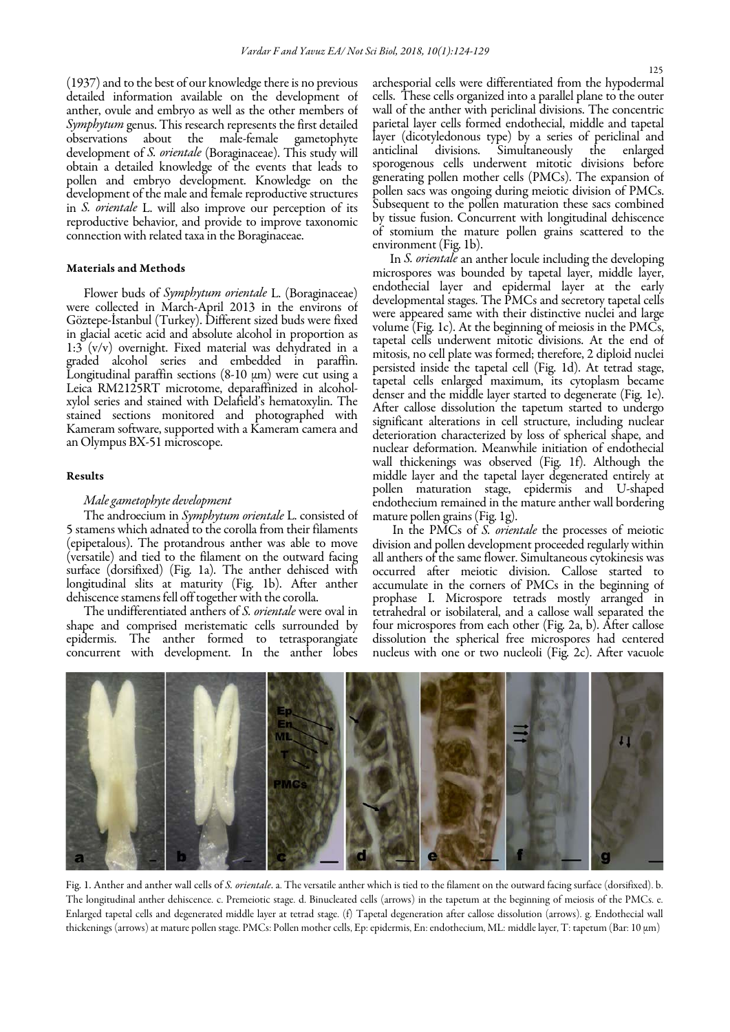(1937) and to the best of our knowledge there is no previous detailed information available on the development of anther, ovule and embryo as well as the other members of *Symphytum* genus. This research represents the first detailed observations about the male-female gametophyte development of *S. orientale* (Boraginaceae). This study will obtain a detailed knowledge of the events that leads to pollen and embryo development. Knowledge on the development of the male and female reproductive structures in *S. orientale* L. will also improve our perception of its reproductive behavior, and provide to improve taxonomic connection with related taxa in the Boraginaceae.

## Materials and Methods

Flower buds of *Symphytum orientale* L. (Boraginaceae) were collected in March-April 2013 in the environs of Göztepe-İstanbul (Turkey). Different sized buds were fixed in glacial acetic acid and absolute alcohol in proportion as 1:3 (v/v) overnight. Fixed material was dehydrated in a graded alcohol series and embedded in paraffin. Longitudinal paraffin sections (8-10 μm) were cut using a Leica RM2125RT microtome, deparaffinized in alcohol-xylol series and stained with Delafield's hematoxylin. The stained sections monitored and photographed with Kameram software, supported with a Kameram camera and an Olympus BX-51 microscope.

## Results

### *Male gametophyte development*

The androecium in *Symphytum orientale* L. consisted of 5 stamens which adnated to the corolla from their filaments (epipetalous). The protandrous anther was able to move (versatile) and tied to the filament on the outward facing surface (dorsifixed) (Fig. 1a). The anther dehisced with longitudinal slits at maturity (Fig. 1b). After anther dehiscence stamens fell off together with the corolla.

The undifferentiated anthers of *S. orientale* were oval in shape and comprised meristematic cells surrounded by epidermis. The anther formed to tetrasporangiate concurrent with development. In the anther lobes archesporial cells were differentiated from the hypodermal cells. These cells organized into a parallel plane to the outer wall of the anther with periclinal divisions. The concentric parietal layer cells formed endothecial, middle and tapetal layer (dicotyledonous type) by a series of periclinal and anticlinal divisions. Simultaneously the enlarged sporogenous cells underwent mitotic divisions before generating pollen mother cells (PMCs). The expansion of pollen sacs was ongoing during meiotic division of PMCs. Subsequent to the pollen maturation these sacs combined by tissue fusion. Concurrent with longitudinal dehiscence of stomium the mature pollen grains scattered to the environment (Fig. 1b).

In *S. orientale* an anther locule including the developing microspores was bounded by tapetal layer, middle layer, endothecial layer and epidermal layer at the early developmental stages. The PMCs and secretory tapetal cells were appeared same with their distinctive nuclei and large volume (Fig. 1c). At the beginning of meiosis in the PMCs, tapetal cells underwent mitotic divisions. At the end of mitosis, no cell plate was formed; therefore, 2 diploid nuclei persisted inside the tapetal cell (Fig. 1d). At tetrad stage, tapetal cells enlarged maximum, its cytoplasm became denser and the middle layer started to degenerate (Fig. 1e). After callose dissolution the tapetum started to undergo significant alterations in cell structure, including nuclear deterioration characterized by loss of spherical shape, and nuclear deformation. Meanwhile initiation of endothecial wall thickenings was observed (Fig. 1f). Although the middle layer and the tapetal layer degenerated entirely at pollen maturation stage, epidermis and U-shaped endothecium remained in the mature anther wall bordering mature pollen grains (Fig. 1g).

In the PMCs of *S. orientale* the processes of meiotic division and pollen development proceeded regularly within all anthers of the same flower. Simultaneous cytokinesis was occurred after meiotic division. Callose started to accumulate in the corners of PMCs in the beginning of prophase I. Microspore tetrads mostly arranged in tetrahedral or isobilateral, and a callose wall separated the four microspores from each other (Fig. 2a, b). After callose dissolution the spherical free microspores had centered nucleus with one or two nucleoli (Fig. 2c). After vacuole

Fig. 1. Anther and anther wall cells of *S. orientale*. a. The versatile anther which is tied to the filament on the outward facing surface (dorsifixed). b. The longitudinal anther dehiscence. c. Premeiotic stage. d. Binucleated cells (arrows) in the tapetum at the beginning of meiosis of the PMCs. e. Enlarged tapetal cells and degenerated middle layer at tetrad stage. (f) Tapetal degeneration after callose dissolution (arrows). g. Endothecial wall thickenings (arrows) at mature pollen stage. PMCs: Pollen mother cells, Ep: epidermis, En: endothecium, ML: middle layer, T: tapetum (Bar: 10 μm)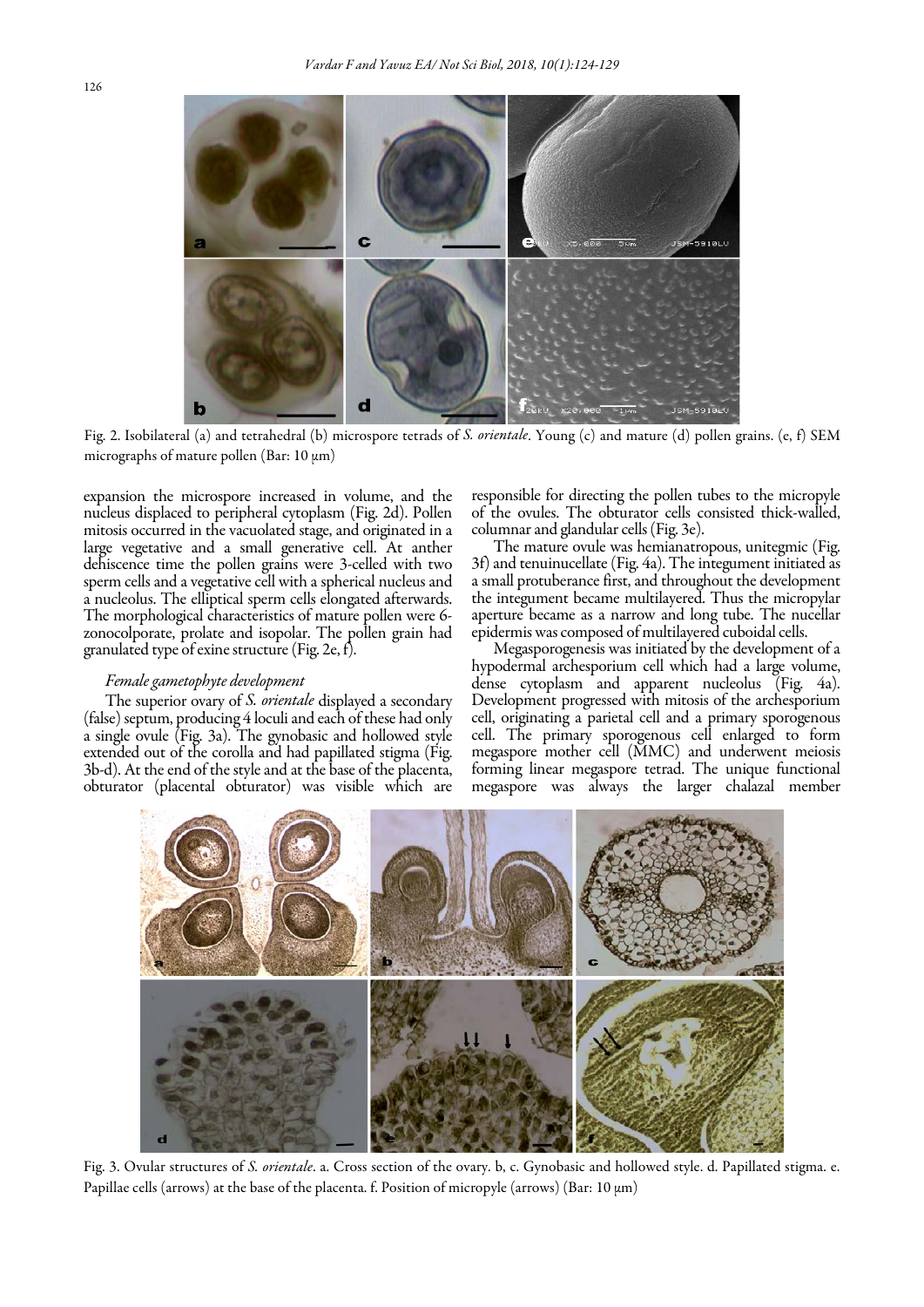Fig. 2. Isobilateral (a) and tetrahedral (b) microspore tetrads of *S. orientale*. Young (c) and mature (d) pollen grains. (e, f) SEM micrographs of mature pollen (Bar: 10 µm)

expansion the microspore increased in volume, and the nucleus displaced to peripheral cytoplasm (Fig. 2d). Pollen mitosis occurred in the vacuolated stage, and originated in a large vegetative and a small generative cell. At anther dehiscence time the pollen grains were 3-celled with two sperm cells and a vegetative cell with a spherical nucleus and a nucleolus. The elliptical sperm cells elongated afterwards. The morphological characteristics of mature pollen were 6-zonocolporate, prolate and isopolar. The pollen grain had granulated type of exine structure (Fig. 2e, f).

### *Female gametophyte development*

The superior ovary of *S. orientale* displayed a secondary (false) septum, producing 4 loculi and each of these had only a single ovule (Fig. 3a). The gynobasic and hollowed style extended out of the corolla and had papillated stigma (Fig. 3b-d). At the end of the style and at the base of the placenta, obturator (placental obturator) was visible which are responsible for directing the pollen tubes to the micropyle of the ovules. The obturator cells consisted thick-walled, columnar and glandular cells (Fig. 3e).

The mature ovule was hemianatropous, unitegmic (Fig. 3f) and tenuinucellate (Fig. 4a). The integument initiated as a small protuberance first, and throughout the development the integument became multilayered. Thus the micropylar aperture became as a narrow and long tube. The nucellar epidermis was composed of multilayered cuboidal cells.

Megasporogenesis was initiated by the development of a hypodermal archesporium cell which had a large volume, dense cytoplasm and apparent nucleolus (Fig. 4a). Development progressed with mitosis of the archesporium cell, originating a parietal cell and a primary sporogenous cell. The primary sporogenous cell enlarged to form megaspore mother cell (MMC) and underwent meiosis forming linear megaspore tetrad. The unique functional megaspore was always the larger chalazal member

Fig. 3. Ovular structures of *S. orientale*. a. Cross section of the ovary. b, c. Gynobasic and hollowed style. d. Papillated stigma. e. Papillae cells (arrows) at the base of the placenta. f. Position of micropyle (arrows) (Bar: 10 µm)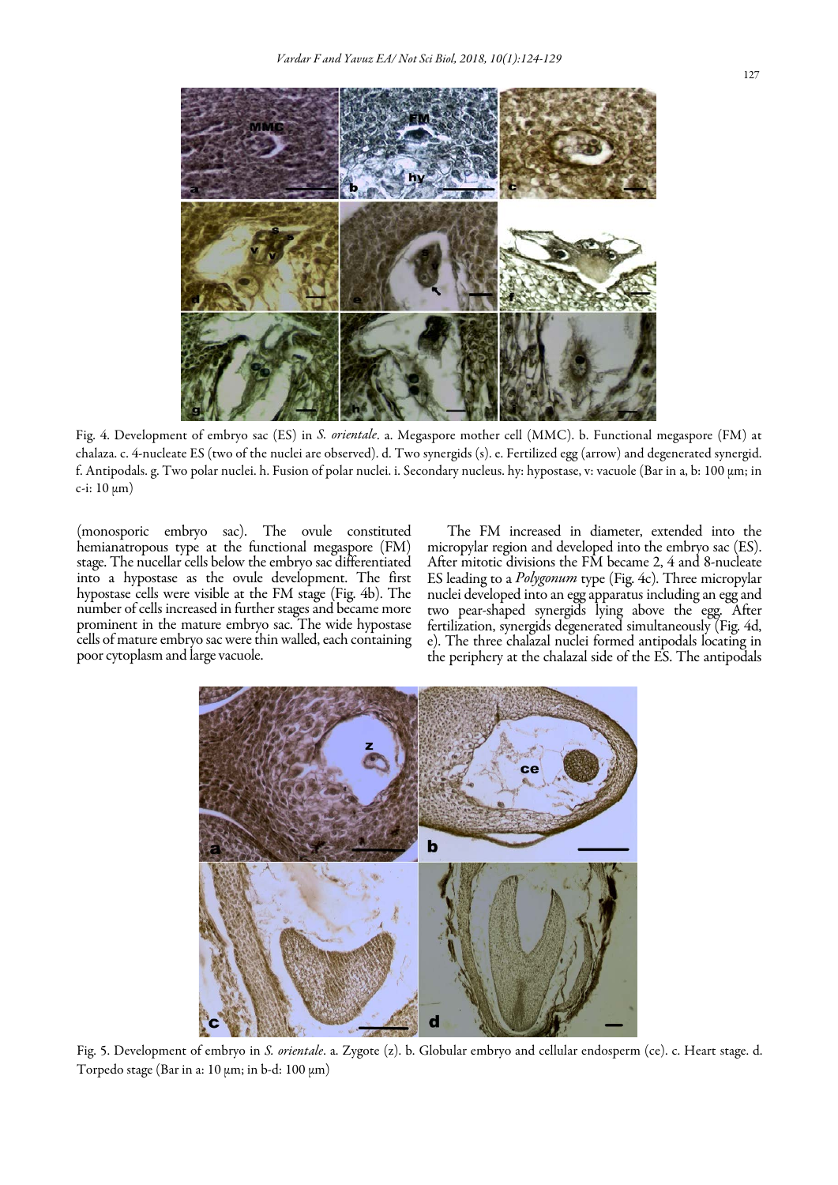Fig. 4. Development of embryo sac (ES) in *S. orientale*. a. Megaspore mother cell (MMC). b. Functional megaspore (FM) at chalaza. c. 4-nucleate ES (two of the nuclei are observed). d. Two synergids (s). e. Fertilized egg (arrow) and degenerated synergid. f. Antipodals. g. Two polar nuclei. h. Fusion of polar nuclei. i. Secondary nucleus. hy: hypostase, v: vacuole (Bar in a, b: 100 µm; in c-i: 10 µm)

(monosporic embryo sac). The ovule constituted hemianatropous type at the functional megaspore (FM) stage. The nucellar cells below the embryo sac differentiated into a hypostase as the ovule development. The first hypostase cells were visible at the FM stage (Fig. 4b). The number of cells increased in further stages and became more prominent in the mature embryo sac. The wide hypostase cells of mature embryo sac were thin walled, each containing poor cytoplasm and large vacuole.

The FM increased in diameter, extended into the micropylar region and developed into the embryo sac (ES). After mitotic divisions the FM became 2, 4 and 8-nucleate ES leading to a *Polygonum* type (Fig. 4c). Three micropylar nuclei developed into an egg apparatus including an egg and two pear-shaped synergids lying above the egg. After fertilization, synergids degenerated simultaneously (Fig. 4d, e). The three chalazal nuclei formed antipodals locating in the periphery at the chalazal side of the ES. The antipodals

Fig. 5. Development of embryo in *S. orientale*. a. Zygote (z). b. Globular embryo and cellular endosperm (ce). c. Heart stage. d. Torpedo stage (Bar in a: 10 µm; in b-d: 100 µm)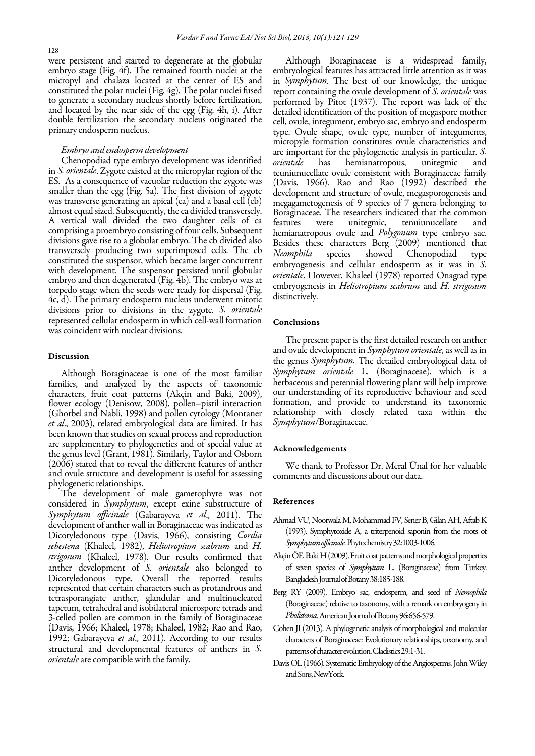were persistent and started to degenerate at the globular embryo stage (Fig. 4f). The remained fourth nuclei at the micropyl and chalaza located at the center of ES and constituted the polar nuclei (Fig. 4g). The polar nuclei fused to generate a secondary nucleus shortly before fertilization, and located by the near side of the egg (Fig. 4h, i). After double fertilization the secondary nucleus originated the primary endosperm nucleus.

### *Embryo and endosperm development*

Chenopodiad type embryo development was identified in *S. orientale*. Zygote existed at the micropylar region of the ES. As a consequence of vacuolar reduction the zygote was smaller than the egg (Fig. 5a). The first division of zygote was transverse generating an apical (ca) and a basal cell (cb) almost equal sized. Subsequently, the ca divided transversely. A vertical wall divided the two daughter cells of ca comprising a proembryo consisting of four cells. Subsequent divisions gave rise to a globular embryo. The cb divided also transversely producing two superimposed cells. The cb constituted the suspensor, which became larger concurrent with development. The suspensor persisted until globular embryo and then degenerated (Fig. 4b). The embryo was at torpedo stage when the seeds were ready for dispersal (Fig. 4c, d). The primary endosperm nucleus underwent mitotic divisions prior to divisions in the zygote. *S. orientale* represented cellular endosperm in which cell-wall formation was coincident with nuclear divisions.

## Discussion

Although Boraginaceae is one of the most familiar families, and analyzed by the aspects of taxonomic characters, fruit coat patterns (Akçin and Baki, 2009), flower ecology (Denisow, 2008), pollen–pistil interaction (Ghorbel and Nabli, 1998) and pollen cytology (Montaner *et al*., 2003), related embryological data are limited. It has been known that studies on sexual process and reproduction are supplementary to phylogenetics and of special value at the genus level (Grant, 1981). Similarly, Taylor and Osborn (2006) stated that to reveal the different features of anther and ovule structure and development is useful for assessing phylogenetic relationships.

The development of male gametophyte was not considered in *Symphytum*, except exine substructure of *Symphytum officinale* (Gabarayeva *et al*., 2011). The development of anther wall in Boraginaceae was indicated as Dicotyledonous type (Davis, 1966), consisting *Cordia sebestena* (Khaleel, 1982), *Heliotropium scabrum* and *H. strigosum* (Khaleel, 1978). Our results confirmed that anther development of *S. orientale* also belonged to Dicotyledonous type. Overall the reported results represented that certain characters such as protandrous and tetrasporangiate anther, glandular and multinucleated tapetum, tetrahedral and isobilateral microspore tetrads and 3-celled pollen are common in the family of Boraginaceae (Davis, 1966; Khaleel, 1978; Khaleel, 1982; Rao and Rao, 1992; Gabarayeva *et al*., 2011). According to our results structural and developmental features of anthers in *S. orientale* are compatible with the family.

Although Boraginaceae is a widespread family, embryological features has attracted little attention as it was in *Symphytum*. The best of our knowledge, the unique report containing the ovule development of *S. orientale* was performed by Pitot (1937). The report was lack of the detailed identification of the position of megaspore mother cell, ovule, integument, embryo sac, embryo and endosperm type. Ovule shape, ovule type, number of integuments, micropyle formation constitutes ovule characteristics and are important for the phylogenetic analysis in particular. *S. orientale* has hemianatropous, unitegmic and teuniunucellate ovule consistent with Boraginaceae family (Davis, 1966). Rao and Rao (1992) described the development and structure of ovule, megasporogenesis and megagametogenesis of 9 species of 7 genera belonging to Boraginaceae. The researchers indicated that the common features were unitegmic, tenuiunucellate and hemianatropous ovule and *Polygonum* type embryo sac. Besides these characters Berg (2009) mentioned that *Neomphila* species showed Chenopodiad type embryogenesis and cellular endosperm as it was in *S. orientale*. However, Khaleel (1978) reported Onagrad type embryogenesis in *Heliotropium scabrum* and *H. strigosum* distinctively.

## Conclusions

The present paper is the first detailed research on anther and ovule development in *Symphytum orientale*, as well as in the genus *Symphytum*. The detailed embryological data of *Symphytum orientale* L. (Boraginaceae), which is a herbaceous and perennial flowering plant will help improve our understanding of its reproductive behaviour and seed formation, and provide to understand its taxonomic relationship with closely related taxa within the *Symphytum*/Boraginaceae.

## Acknowledgements

We thank to Professor Dr. Meral Ünal for her valuable comments and discussions about our data.

## References

Ahmad VU, Noorwala M, Mohammad FV, Sener B, Gilan AH, Aftab K (1993). Symphytoxide A, a triterpenoid saponin from the roots of *Symphytum officinale*. Phytochemistry 32:1003-1006.

Akçin ÖE, Baki H (2009). Fruit coat patterns and morphological properties of seven species of *Symphytum* L. (Boraginaceae) from Turkey. Bangladesh Journal of Botany 38:185-188.

Berg RY (2009). Embryo sac, endosperm, and seed of *Nemophila* (Boraginaceae) relative to taxonomy, with a remark on embryogeny in *Pholistoma*. American Journal of Botany 96:656-579.

Cohen JI (2013). A phylogenetic analysis of morphological and molecular characters of Boraginaceae: Evolutionary relationships, taxonomy, and patterns of character evolution. Cladistics 29:1-31.

Davis OL (1966). Systematic Embryology of the Angiosperms. John Wiley and Sons, New York.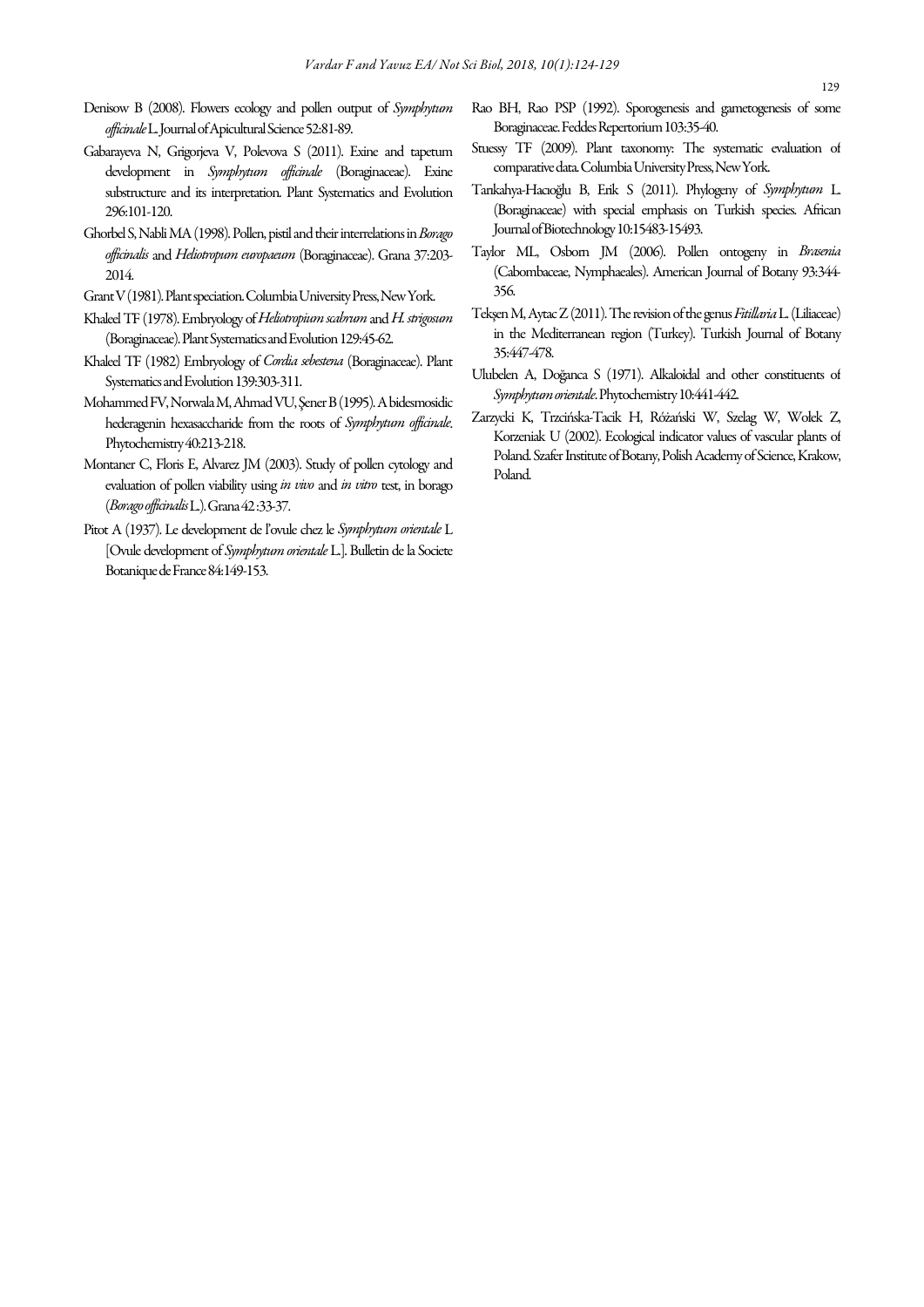Denisow B (2008). Flowers ecology and pollen output of *Symphytum officinale* L. Journal of Apicultural Science 52:81-89.

Gabarayeva N, Grigorjeva V, Polevova S (2011). Exine and tapetum development in *Symphytum officinale* (Boraginaceae). Exine substructure and its interpretation. Plant Systematics and Evolution 296:101-120.

Ghorbel S, Nabli MA (1998). Pollen, pistil and their interrelations in *Borago officinalis* and *Heliotropum europaeum* (Boraginaceae). Grana 37:203-2014.

Grant V (1981). Plant speciation. Columbia University Press, New York.

Khaleel TF (1978). Embryology of *Heliotropium scabrum* and *H. strigosum* (Boraginaceae). Plant Systematics and Evolution 129:45-62.

Khaleel TF (1982) Embryology of *Cordia sebestena* (Boraginaceae). Plant Systematics and Evolution 139:303-311.

Mohammed FV, Norwala M, Ahmad VU, Şener B (1995). A bidesmosidic hederagenin hexasaccharide from the roots of *Symphytum officinale*. Phytochemistry 40:213-218.

Montaner C, Floris E, Alvarez JM (2003). Study of pollen cytology and evaluation of pollen viability using *in vivo* and *in vitro* test, in borago (*Borago officinalis* L.). Grana 42 :33-37.

Pitot A (1937). Le development de l'ovule chez le *Symphytum orientale* L [Ovule development of *Symphytum orientale* L.]. Bulletin de la Societe Botanique de France 84:149-153.

Rao BH, Rao PSP (1992). Sporogenesis and gametogenesis of some Boraginaceae. Feddes Repertorium 103:35-40.

Stuessy TF (2009). Plant taxonomy: The systematic evaluation of comparative data. Columbia University Press, New York.

Tarıkahya-Hacıoğlu B, Erik S (2011). Phylogeny of *Symphytum* L. (Boraginaceae) with special emphasis on Turkish species. African Journal of Biotechnology 10:15483-15493.

Taylor ML, Osborn JM (2006). Pollen ontogeny in *Brasenia* (Cabombaceae, Nymphaeales). American Journal of Botany 93:344-356.

Tekşen M, Aytac Z (2011). The revision of the genus *Fritillaria* L. (Liliaceae) in the Mediterranean region (Turkey). Turkish Journal of Botany 35:447-478.

Ulubelen A, Doğanca S (1971). Alkaloidal and other constituents of *Symphytum orientale*. Phytochemistry 10:441-442.

Zarzycki K, Trzcińska-Tacik H, Różański W, Szelag W, Wołek Z, Korzeniak U (2002). Ecological indicator values of vascular plants of Poland. Szafer Institute of Botany, Polish Academy of Science, Krakow, Poland.